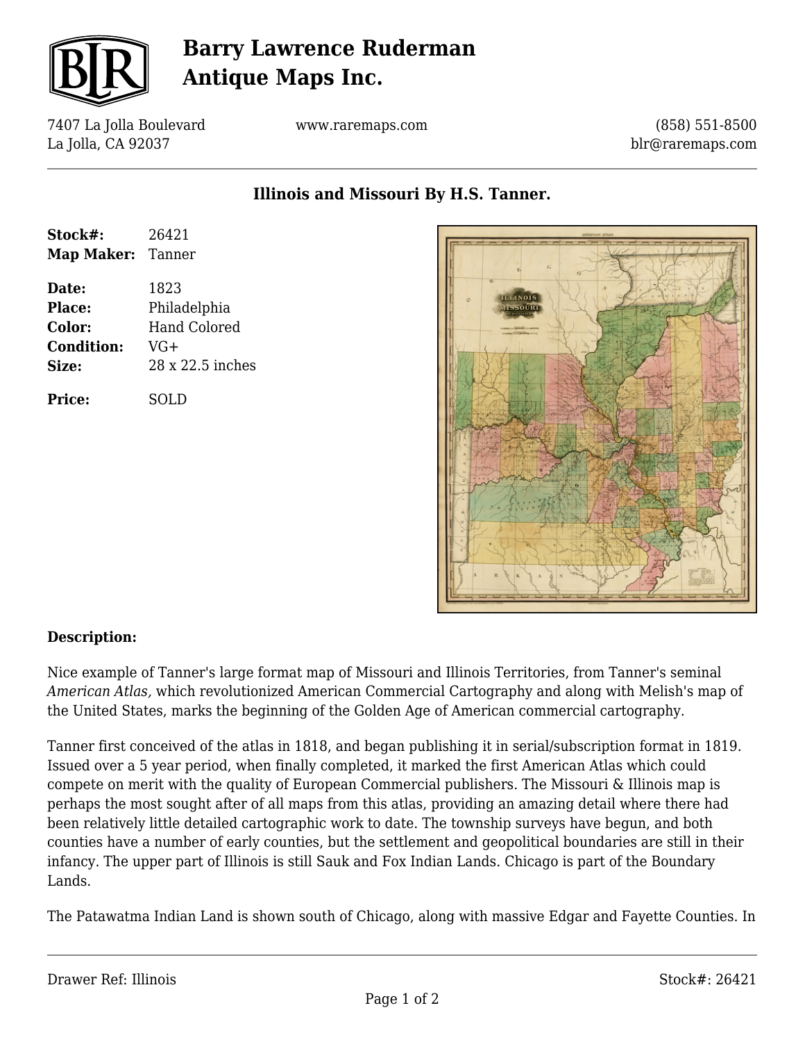# Barry Lawrence Ruderman Antique Maps Inc.

7407 La Jolla Boulevard
La Jolla, CA 92037

www.raremaps.com

(858) 551-8500
blr@raremaps.com

## Illinois and Missouri By H.S. Tanner.

**Stock#:** 26421
**Map Maker:** Tanner

**Date:** 1823
**Place:** Philadelphia
**Color:** Hand Colored
**Condition:** VG+
**Size:** 28 x 22.5 inches

**Price:** SOLD

### Description:

Nice example of Tanner's large format map of Missouri and Illinois Territories, from Tanner's seminal *American Atlas,* which revolutionized American Commercial Cartography and along with Melish's map of the United States, marks the beginning of the Golden Age of American commercial cartography.

Tanner first conceived of the atlas in 1818, and began publishing it in serial/subscription format in 1819. Issued over a 5 year period, when finally completed, it marked the first American Atlas which could compete on merit with the quality of European Commercial publishers. The Missouri & Illinois map is perhaps the most sought after of all maps from this atlas, providing an amazing detail where there had been relatively little detailed cartographic work to date. The township surveys have begun, and both counties have a number of early counties, but the settlement and geopolitical boundaries are still in their infancy. The upper part of Illinois is still Sauk and Fox Indian Lands. Chicago is part of the Boundary Lands.

The Patawatma Indian Land is shown south of Chicago, along with massive Edgar and Fayette Counties. In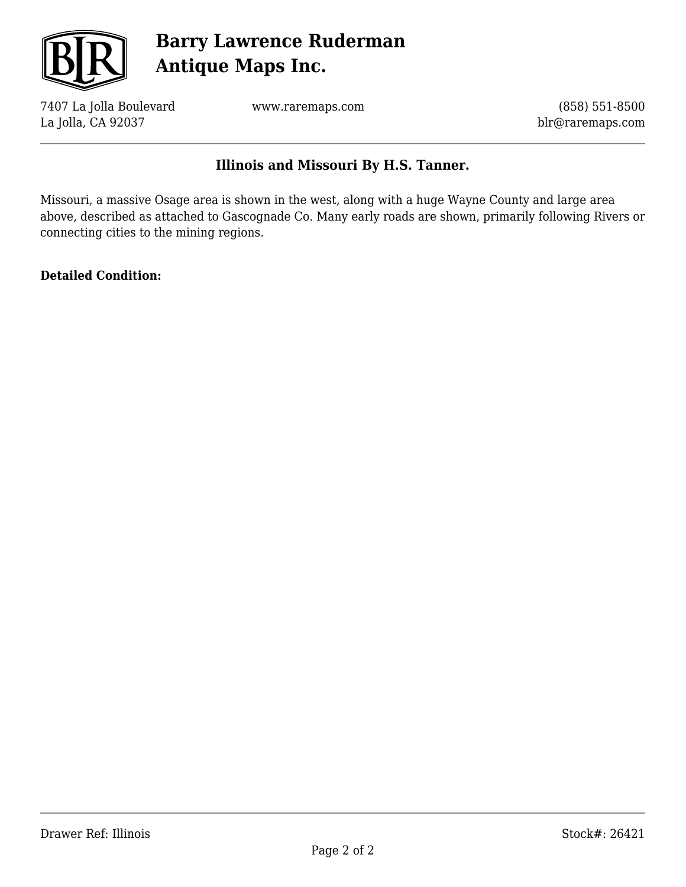## Illinois and Missouri By H.S. Tanner.

Missouri, a massive Osage area is shown in the west, along with a huge Wayne County and large area above, described as attached to Gascognade Co. Many early roads are shown, primarily following Rivers or connecting cities to the mining regions.

**Detailed Condition:**